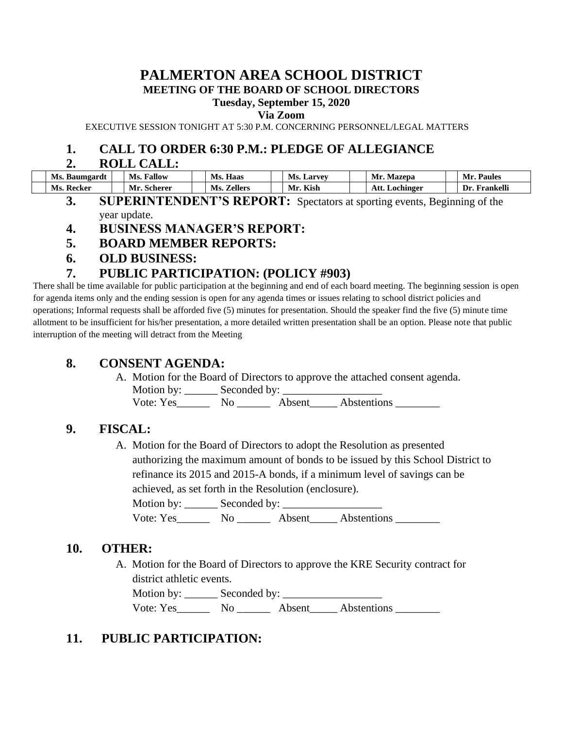# PALMERTON AREA SCHOOL DISTRICT

## MEETING OF THE BOARD OF SCHOOL DIRECTORS

**Tuesday, September 15, 2020**

**Via Zoom**

EXECUTIVE SESSION TONIGHT AT 5:30 P.M. CONCERNING PERSONNEL/LEGAL MATTERS

## 1. CALL TO ORDER 6:30 P.M.: PLEDGE OF ALLEGIANCE

## 2. ROLL CALL:

| | Ms. Baumgardt | | Ms. Fallow | | Ms. Haas | | Ms. Larvey | | Mr. Mazepa | | Mr. Paules |
|---|---|---|---|---|---|---|---|---|---|---|---|
| | Ms. Recker | | Mr. Scherer | | Ms. Zellers | | Mr. Kish | | Att. Lochinger | | Dr. Frankelli |

## 3. SUPERINTENDENT'S REPORT: Spectators at sporting events, Beginning of the year update.

## 4. BUSINESS MANAGER'S REPORT:

## 5. BOARD MEMBER REPORTS:

## 6. OLD BUSINESS:

## 7. PUBLIC PARTICIPATION: (POLICY #903)

There shall be time available for public participation at the beginning and end of each board meeting. The beginning session is open for agenda items only and the ending session is open for any agenda times or issues relating to school district policies and operations; Informal requests shall be afforded five (5) minutes for presentation. Should the speaker find the five (5) minute time allotment to be insufficient for his/her presentation, a more detailed written presentation shall be an option. Please note that public interruption of the meeting will detract from the Meeting

## 8. CONSENT AGENDA:

A. Motion for the Board of Directors to approve the attached consent agenda.
Motion by: ______ Seconded by: __________________
Vote: Yes______ No ______ Absent_____ Abstentions ________

## 9. FISCAL:

A. Motion for the Board of Directors to adopt the Resolution as presented authorizing the maximum amount of bonds to be issued by this School District to refinance its 2015 and 2015-A bonds, if a minimum level of savings can be achieved, as set forth in the Resolution (enclosure).
Motion by: ______ Seconded by: __________________
Vote: Yes______ No ______ Absent_____ Abstentions ________

## 10. OTHER:

A. Motion for the Board of Directors to approve the KRE Security contract for district athletic events.
Motion by: ______ Seconded by: __________________
Vote: Yes______ No ______ Absent_____ Abstentions ________

## 11. PUBLIC PARTICIPATION: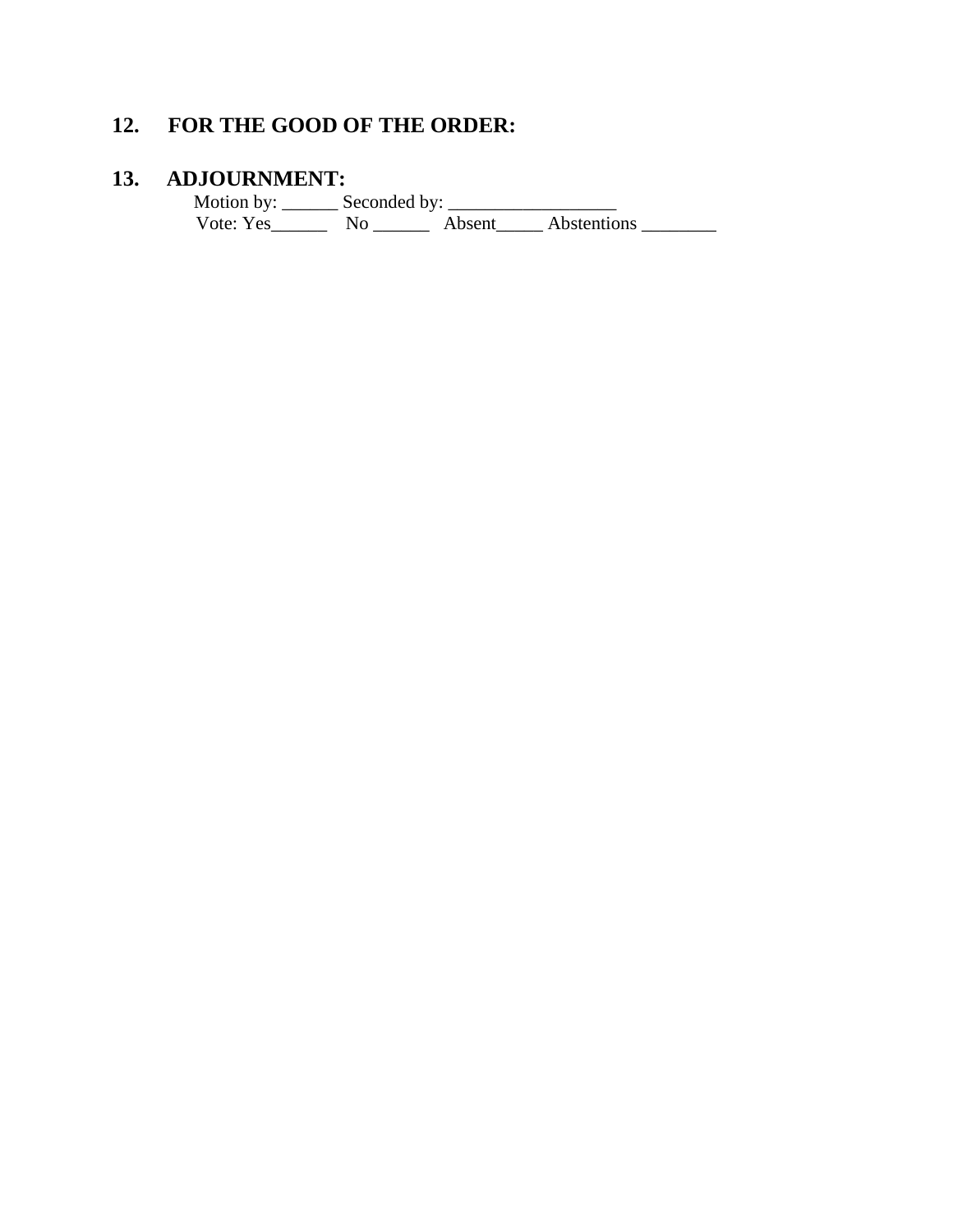## 12. FOR THE GOOD OF THE ORDER:

## 13. ADJOURNMENT:

Motion by: ______ Seconded by: __________________
Vote: Yes______ No ______ Absent_____ Abstentions ________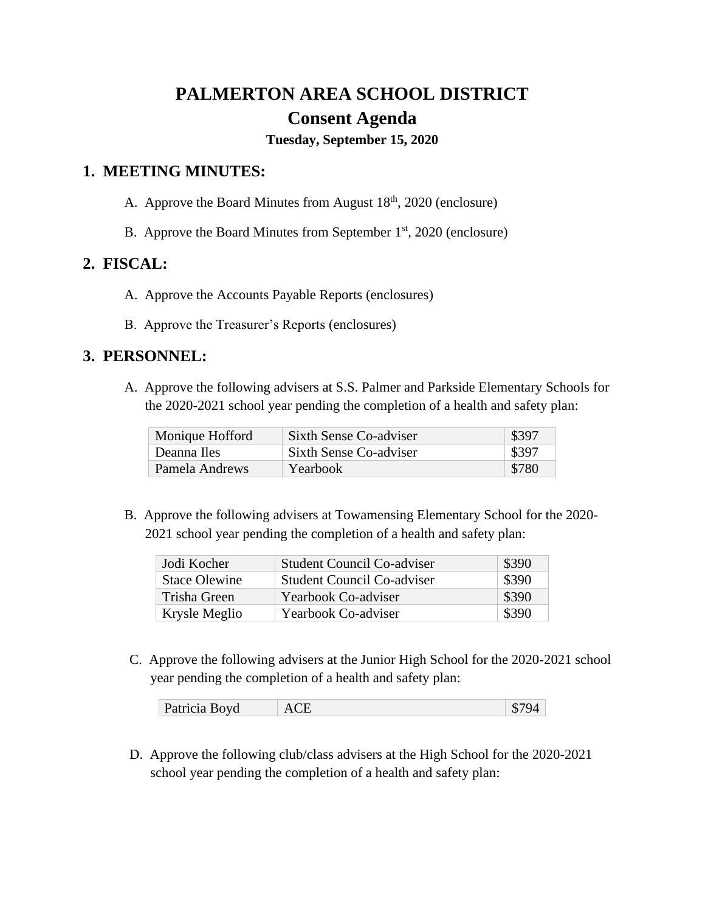# PALMERTON AREA SCHOOL DISTRICT

## Consent Agenda

**Tuesday, September 15, 2020**

## 1. MEETING MINUTES:

A. Approve the Board Minutes from August 18th, 2020 (enclosure)

B. Approve the Board Minutes from September 1st, 2020 (enclosure)

## 2. FISCAL:

A. Approve the Accounts Payable Reports (enclosures)

B. Approve the Treasurer's Reports (enclosures)

## 3. PERSONNEL:

A. Approve the following advisers at S.S. Palmer and Parkside Elementary Schools for the 2020-2021 school year pending the completion of a health and safety plan:

| | | |
|---|---|---|
| Monique Hofford | Sixth Sense Co-adviser | $397 |
| Deanna Iles | Sixth Sense Co-adviser | $397 |
| Pamela Andrews | Yearbook | $780 |

B. Approve the following advisers at Towamensing Elementary School for the 2020-2021 school year pending the completion of a health and safety plan:

| | | |
|---|---|---|
| Jodi Kocher | Student Council Co-adviser | $390 |
| Stace Olewine | Student Council Co-adviser | $390 |
| Trisha Green | Yearbook Co-adviser | $390 |
| Krysle Meglio | Yearbook Co-adviser | $390 |

C. Approve the following advisers at the Junior High School for the 2020-2021 school year pending the completion of a health and safety plan:

| | | |
|---|---|---|
| Patricia Boyd | ACE | $794 |

D. Approve the following club/class advisers at the High School for the 2020-2021 school year pending the completion of a health and safety plan: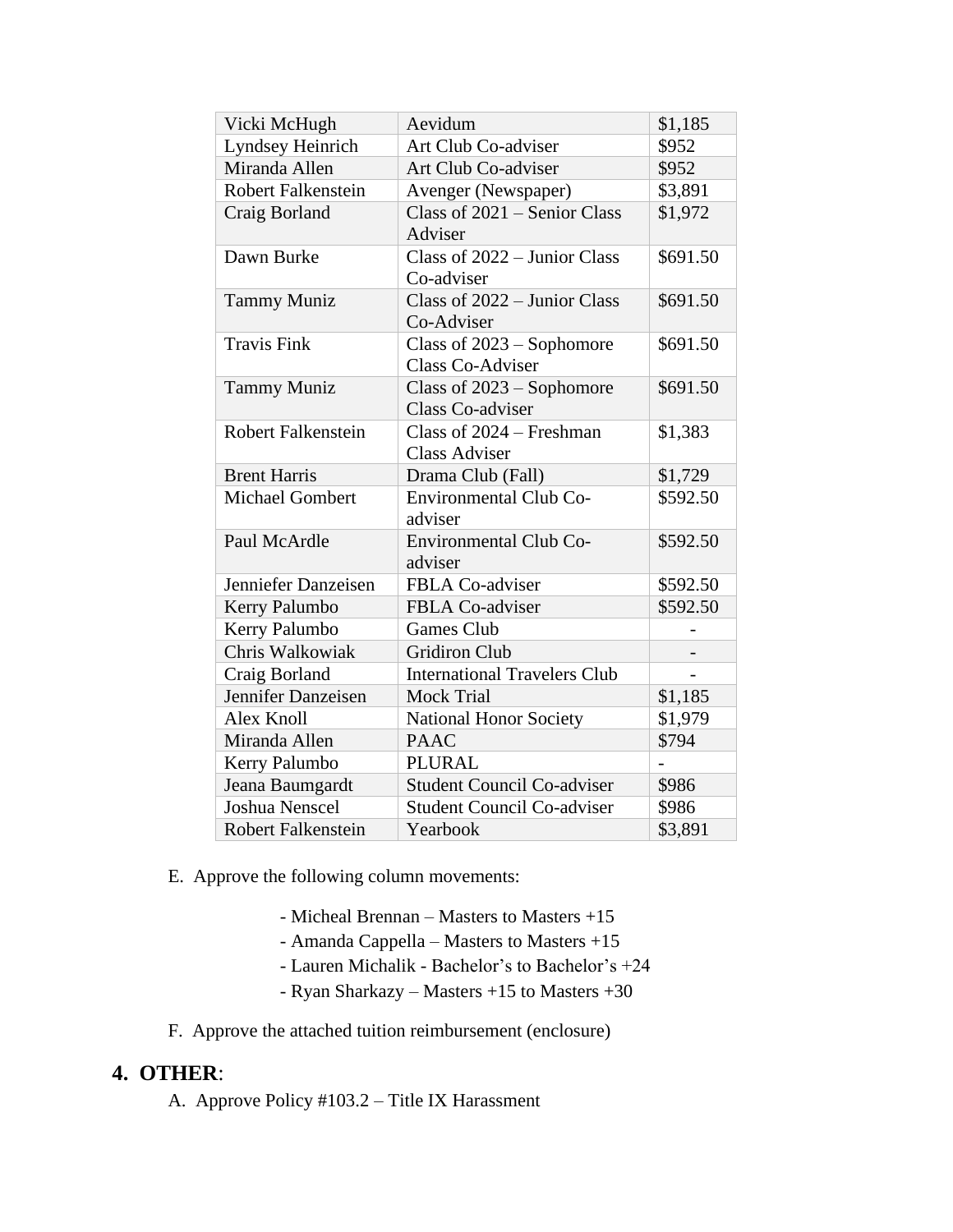| | | |
|---|---|---|
| Vicki McHugh | Aevidum | $1,185 |
| Lyndsey Heinrich | Art Club Co-adviser | $952 |
| Miranda Allen | Art Club Co-adviser | $952 |
| Robert Falkenstein | Avenger (Newspaper) | $3,891 |
| Craig Borland | Class of 2021 – Senior Class Adviser | $1,972 |
| Dawn Burke | Class of 2022 – Junior Class Co-adviser | $691.50 |
| Tammy Muniz | Class of 2022 – Junior Class Co-Adviser | $691.50 |
| Travis Fink | Class of 2023 – Sophomore Class Co-Adviser | $691.50 |
| Tammy Muniz | Class of 2023 – Sophomore Class Co-adviser | $691.50 |
| Robert Falkenstein | Class of 2024 – Freshman Class Adviser | $1,383 |
| Brent Harris | Drama Club (Fall) | $1,729 |
| Michael Gombert | Environmental Club Co-adviser | $592.50 |
| Paul McArdle | Environmental Club Co-adviser | $592.50 |
| Jenniefer Danzeisen | FBLA Co-adviser | $592.50 |
| Kerry Palumbo | FBLA Co-adviser | $592.50 |
| Kerry Palumbo | Games Club | - |
| Chris Walkowiak | Gridiron Club | - |
| Craig Borland | International Travelers Club | - |
| Jennifer Danzeisen | Mock Trial | $1,185 |
| Alex Knoll | National Honor Society | $1,979 |
| Miranda Allen | PAAC | $794 |
| Kerry Palumbo | PLURAL | - |
| Jeana Baumgardt | Student Council Co-adviser | $986 |
| Joshua Nenscel | Student Council Co-adviser | $986 |
| Robert Falkenstein | Yearbook | $3,891 |

E. Approve the following column movements:

- Micheal Brennan – Masters to Masters +15
- Amanda Cappella – Masters to Masters +15
- Lauren Michalik - Bachelor's to Bachelor's +24
- Ryan Sharkazy – Masters +15 to Masters +30

F. Approve the attached tuition reimbursement (enclosure)

## 4. OTHER:

A. Approve Policy #103.2 – Title IX Harassment